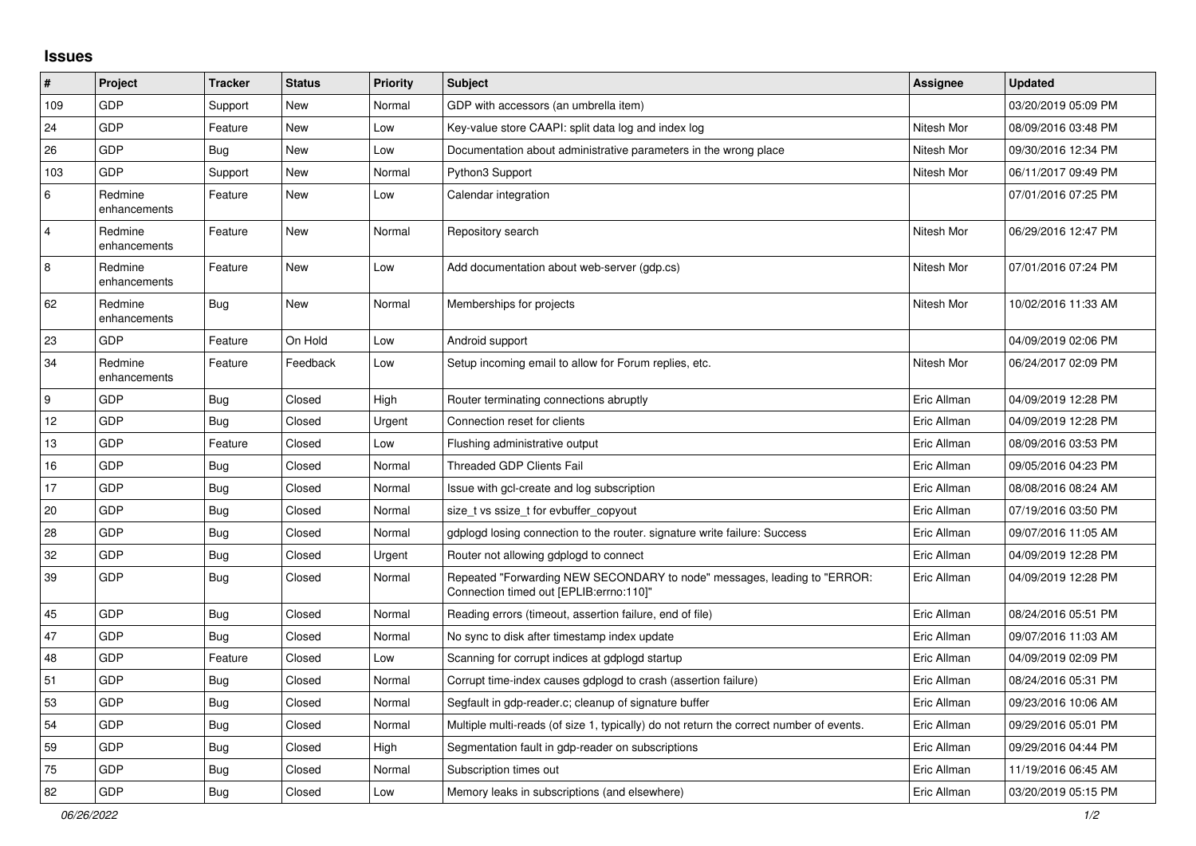## Issues

| # | Project | Tracker | Status | Priority | Subject | Assignee | Updated |
|---|---|---|---|---|---|---|---|
| 109 | GDP | Support | New | Normal | GDP with accessors (an umbrella item) | | 03/20/2019 05:09 PM |
| 24 | GDP | Feature | New | Low | Key-value store CAAPI: split data log and index log | Nitesh Mor | 08/09/2016 03:48 PM |
| 26 | GDP | Bug | New | Low | Documentation about administrative parameters in the wrong place | Nitesh Mor | 09/30/2016 12:34 PM |
| 103 | GDP | Support | New | Normal | Python3 Support | Nitesh Mor | 06/11/2017 09:49 PM |
| 6 | Redmine enhancements | Feature | New | Low | Calendar integration | | 07/01/2016 07:25 PM |
| 4 | Redmine enhancements | Feature | New | Normal | Repository search | Nitesh Mor | 06/29/2016 12:47 PM |
| 8 | Redmine enhancements | Feature | New | Low | Add documentation about web-server (gdp.cs) | Nitesh Mor | 07/01/2016 07:24 PM |
| 62 | Redmine enhancements | Bug | New | Normal | Memberships for projects | Nitesh Mor | 10/02/2016 11:33 AM |
| 23 | GDP | Feature | On Hold | Low | Android support | | 04/09/2019 02:06 PM |
| 34 | Redmine enhancements | Feature | Feedback | Low | Setup incoming email to allow for Forum replies, etc. | Nitesh Mor | 06/24/2017 02:09 PM |
| 9 | GDP | Bug | Closed | High | Router terminating connections abruptly | Eric Allman | 04/09/2019 12:28 PM |
| 12 | GDP | Bug | Closed | Urgent | Connection reset for clients | Eric Allman | 04/09/2019 12:28 PM |
| 13 | GDP | Feature | Closed | Low | Flushing administrative output | Eric Allman | 08/09/2016 03:53 PM |
| 16 | GDP | Bug | Closed | Normal | Threaded GDP Clients Fail | Eric Allman | 09/05/2016 04:23 PM |
| 17 | GDP | Bug | Closed | Normal | Issue with gcl-create and log subscription | Eric Allman | 08/08/2016 08:24 AM |
| 20 | GDP | Bug | Closed | Normal | size_t vs ssize_t for evbuffer_copyout | Eric Allman | 07/19/2016 03:50 PM |
| 28 | GDP | Bug | Closed | Normal | gdplogd losing connection to the router. signature write failure: Success | Eric Allman | 09/07/2016 11:05 AM |
| 32 | GDP | Bug | Closed | Urgent | Router not allowing gdplogd to connect | Eric Allman | 04/09/2019 12:28 PM |
| 39 | GDP | Bug | Closed | Normal | Repeated "Forwarding NEW SECONDARY to node" messages, leading to "ERROR: Connection timed out [EPLIB:errno:110]" | Eric Allman | 04/09/2019 12:28 PM |
| 45 | GDP | Bug | Closed | Normal | Reading errors (timeout, assertion failure, end of file) | Eric Allman | 08/24/2016 05:51 PM |
| 47 | GDP | Bug | Closed | Normal | No sync to disk after timestamp index update | Eric Allman | 09/07/2016 11:03 AM |
| 48 | GDP | Feature | Closed | Low | Scanning for corrupt indices at gdplogd startup | Eric Allman | 04/09/2019 02:09 PM |
| 51 | GDP | Bug | Closed | Normal | Corrupt time-index causes gdplogd to crash (assertion failure) | Eric Allman | 08/24/2016 05:31 PM |
| 53 | GDP | Bug | Closed | Normal | Segfault in gdp-reader.c; cleanup of signature buffer | Eric Allman | 09/23/2016 10:06 AM |
| 54 | GDP | Bug | Closed | Normal | Multiple multi-reads (of size 1, typically) do not return the correct number of events. | Eric Allman | 09/29/2016 05:01 PM |
| 59 | GDP | Bug | Closed | High | Segmentation fault in gdp-reader on subscriptions | Eric Allman | 09/29/2016 04:44 PM |
| 75 | GDP | Bug | Closed | Normal | Subscription times out | Eric Allman | 11/19/2016 06:45 AM |
| 82 | GDP | Bug | Closed | Low | Memory leaks in subscriptions (and elsewhere) | Eric Allman | 03/20/2019 05:15 PM |

*06/26/2022*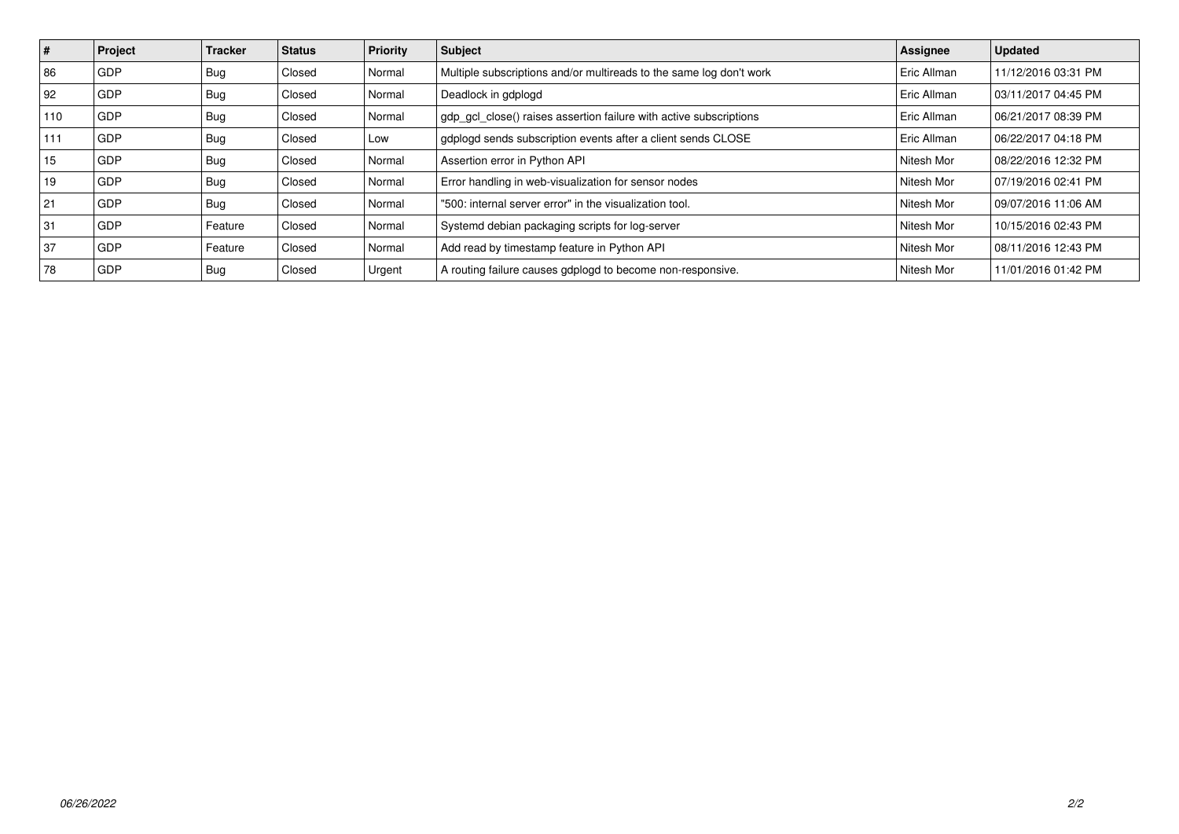| # | Project | Tracker | Status | Priority | Subject | Assignee | Updated |
|---|---|---|---|---|---|---|---|
| 86 | GDP | Bug | Closed | Normal | Multiple subscriptions and/or multireads to the same log don't work | Eric Allman | 11/12/2016 03:31 PM |
| 92 | GDP | Bug | Closed | Normal | Deadlock in gdplogd | Eric Allman | 03/11/2017 04:45 PM |
| 110 | GDP | Bug | Closed | Normal | gdp_gcl_close() raises assertion failure with active subscriptions | Eric Allman | 06/21/2017 08:39 PM |
| 111 | GDP | Bug | Closed | Low | gdplogd sends subscription events after a client sends CLOSE | Eric Allman | 06/22/2017 04:18 PM |
| 15 | GDP | Bug | Closed | Normal | Assertion error in Python API | Nitesh Mor | 08/22/2016 12:32 PM |
| 19 | GDP | Bug | Closed | Normal | Error handling in web-visualization for sensor nodes | Nitesh Mor | 07/19/2016 02:41 PM |
| 21 | GDP | Bug | Closed | Normal | "500: internal server error" in the visualization tool. | Nitesh Mor | 09/07/2016 11:06 AM |
| 31 | GDP | Feature | Closed | Normal | Systemd debian packaging scripts for log-server | Nitesh Mor | 10/15/2016 02:43 PM |
| 37 | GDP | Feature | Closed | Normal | Add read by timestamp feature in Python API | Nitesh Mor | 08/11/2016 12:43 PM |
| 78 | GDP | Bug | Closed | Urgent | A routing failure causes gdplogd to become non-responsive. | Nitesh Mor | 11/01/2016 01:42 PM |